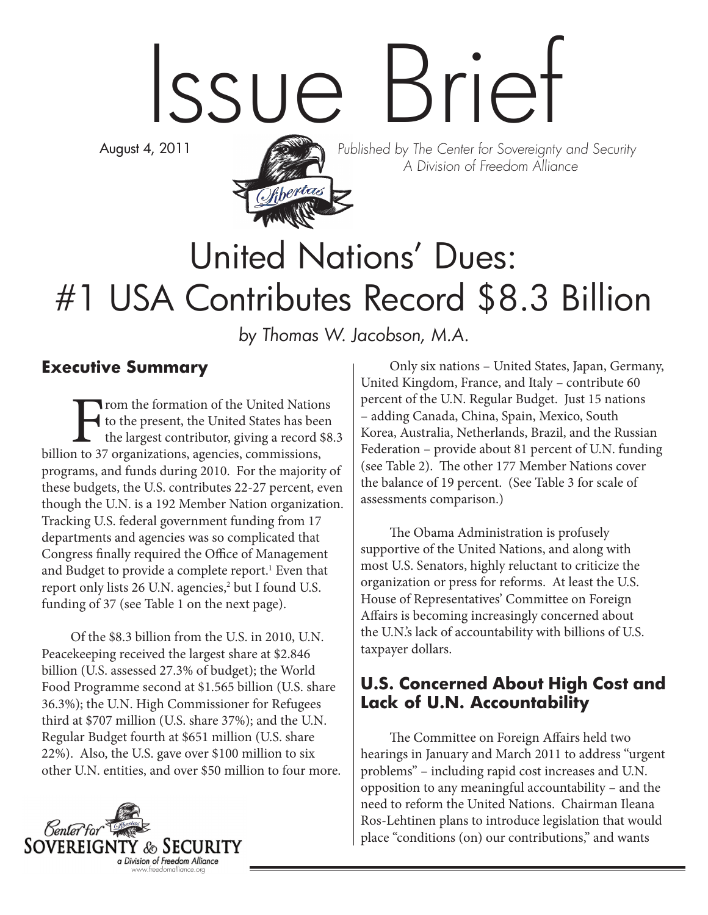# Issue Brief

August 4, 2011

*Published by The Center for Sovereignty and Security*
*A Division of Freedom Alliance*

# United Nations' Dues: #1 USA Contributes Record $8.3 Billion

*by Thomas W. Jacobson, M.A.*

## Executive Summary

From the formation of the United Nations to the present, the United States has been the largest contributor, giving a record $8.3 billion to 37 organizations, agencies, commissions, programs, and funds during 2010. For the majority of these budgets, the U.S. contributes 22-27 percent, even though the U.N. is a 192 Member Nation organization. Tracking U.S. federal government funding from 17 departments and agencies was so complicated that Congress finally required the Office of Management and Budget to provide a complete report.[1] Even that report only lists 26 U.N. agencies,[2] but I found U.S. funding of 37 (see Table 1 on the next page).

Of the $8.3 billion from the U.S. in 2010, U.N. Peacekeeping received the largest share at $2.846 billion (U.S. assessed 27.3% of budget); the World Food Programme second at $1.565 billion (U.S. share 36.3%); the U.N. High Commissioner for Refugees third at $707 million (U.S. share 37%); and the U.N. Regular Budget fourth at $651 million (U.S. share 22%). Also, the U.S. gave over $100 million to six other U.N. entities, and over $50 million to four more.

Only six nations – United States, Japan, Germany, United Kingdom, France, and Italy – contribute 60 percent of the U.N. Regular Budget. Just 15 nations – adding Canada, China, Spain, Mexico, South Korea, Australia, Netherlands, Brazil, and the Russian Federation – provide about 81 percent of U.N. funding (see Table 2). The other 177 Member Nations cover the balance of 19 percent. (See Table 3 for scale of assessments comparison.)

The Obama Administration is profusely supportive of the United Nations, and along with most U.S. Senators, highly reluctant to criticize the organization or press for reforms. At least the U.S. House of Representatives' Committee on Foreign Affairs is becoming increasingly concerned about the U.N.'s lack of accountability with billions of U.S. taxpayer dollars.

## U.S. Concerned About High Cost and Lack of U.N. Accountability

The Committee on Foreign Affairs held two hearings in January and March 2011 to address "urgent problems" – including rapid cost increases and U.N. opposition to any meaningful accountability – and the need to reform the United Nations. Chairman Ileana Ros-Lehtinen plans to introduce legislation that would place "conditions (on) our contributions," and wants

Center for Sovereignty & Security
a Division of Freedom Alliance
www.freedomalliance.org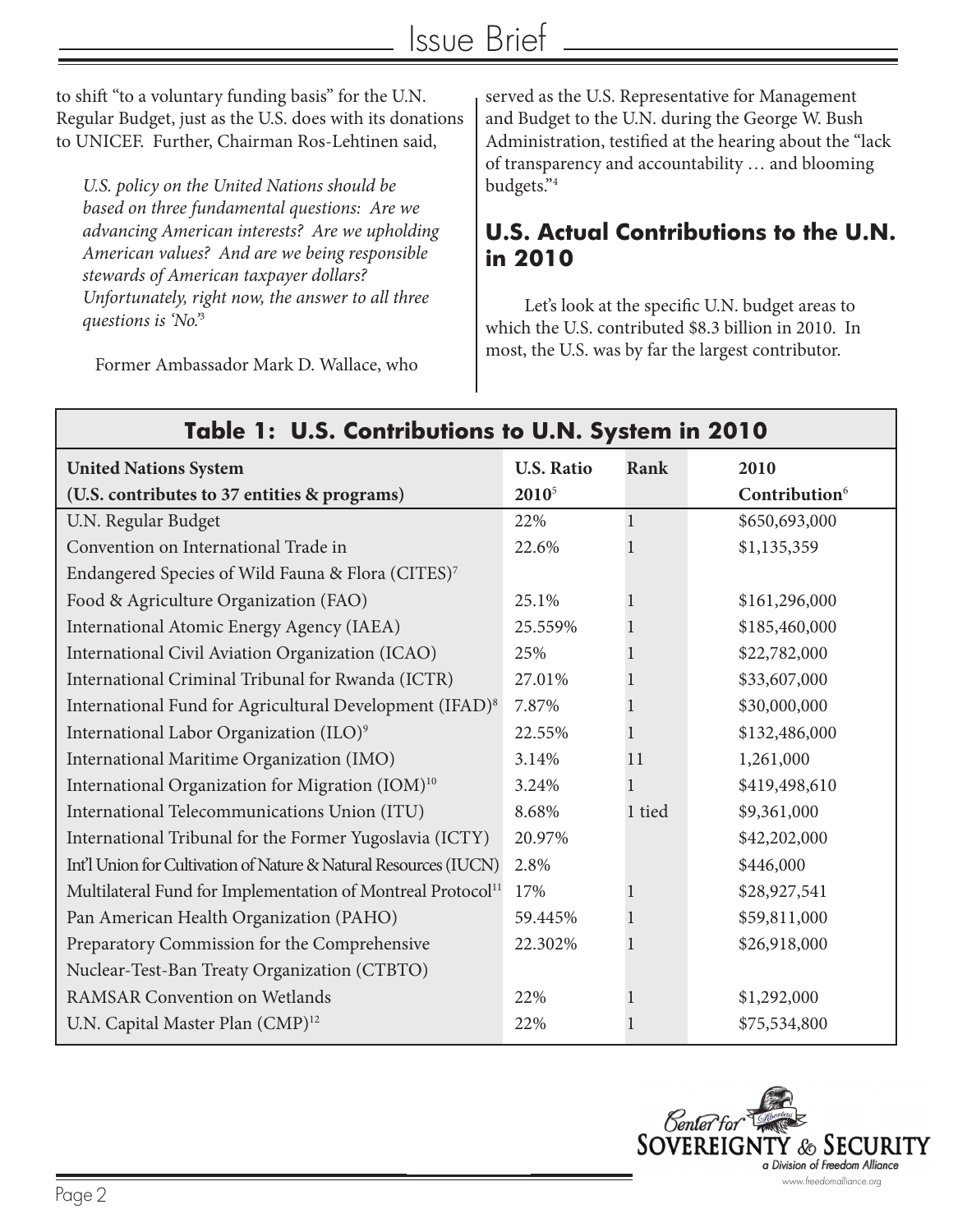to shift "to a voluntary funding basis" for the U.N. Regular Budget, just as the U.S. does with its donations to UNICEF. Further, Chairman Ros-Lehtinen said,

> *U.S. policy on the United Nations should be based on three fundamental questions: Are we advancing American interests? Are we upholding American values? And are we being responsible stewards of American taxpayer dollars? Unfortunately, right now, the answer to all three questions is 'No.'*[3]

Former Ambassador Mark D. Wallace, who served as the U.S. Representative for Management and Budget to the U.N. during the George W. Bush Administration, testified at the hearing about the "lack of transparency and accountability … and blooming budgets."[4]

## U.S. Actual Contributions to the U.N. in 2010

Let's look at the specific U.N. budget areas to which the U.S. contributed \$8.3 billion in 2010. In most, the U.S. was by far the largest contributor.

**Table 1: U.S. Contributions to U.N. System in 2010**

| United Nations System (U.S. contributes to 37 entities & programs) | U.S. Ratio 2010[5] | Rank | 2010 Contribution[6] |
|---|---|---|---|
| U.N. Regular Budget | 22% | 1 | \$650,693,000 |
| Convention on International Trade in Endangered Species of Wild Fauna & Flora (CITES)[7] | 22.6% | 1 | \$1,135,359 |
| Food & Agriculture Organization (FAO) | 25.1% | 1 | \$161,296,000 |
| International Atomic Energy Agency (IAEA) | 25.559% | 1 | \$185,460,000 |
| International Civil Aviation Organization (ICAO) | 25% | 1 | \$22,782,000 |
| International Criminal Tribunal for Rwanda (ICTR) | 27.01% | 1 | \$33,607,000 |
| International Fund for Agricultural Development (IFAD)[8] | 7.87% | 1 | \$30,000,000 |
| International Labor Organization (ILO)[9] | 22.55% | 1 | \$132,486,000 |
| International Maritime Organization (IMO) | 3.14% | 11 | 1,261,000 |
| International Organization for Migration (IOM)[10] | 3.24% | 1 | \$419,498,610 |
| International Telecommunications Union (ITU) | 8.68% | 1 tied | \$9,361,000 |
| International Tribunal for the Former Yugoslavia (ICTY) | 20.97% | | \$42,202,000 |
| Int'l Union for Cultivation of Nature & Natural Resources (IUCN) | 2.8% | | \$446,000 |
| Multilateral Fund for Implementation of Montreal Protocol[11] | 17% | 1 | \$28,927,541 |
| Pan American Health Organization (PAHO) | 59.445% | 1 | \$59,811,000 |
| Preparatory Commission for the Comprehensive Nuclear-Test-Ban Treaty Organization (CTBTO) | 22.302% | 1 | \$26,918,000 |
| RAMSAR Convention on Wetlands | 22% | 1 | \$1,292,000 |
| U.N. Capital Master Plan (CMP)[12] | 22% | 1 | \$75,534,800 |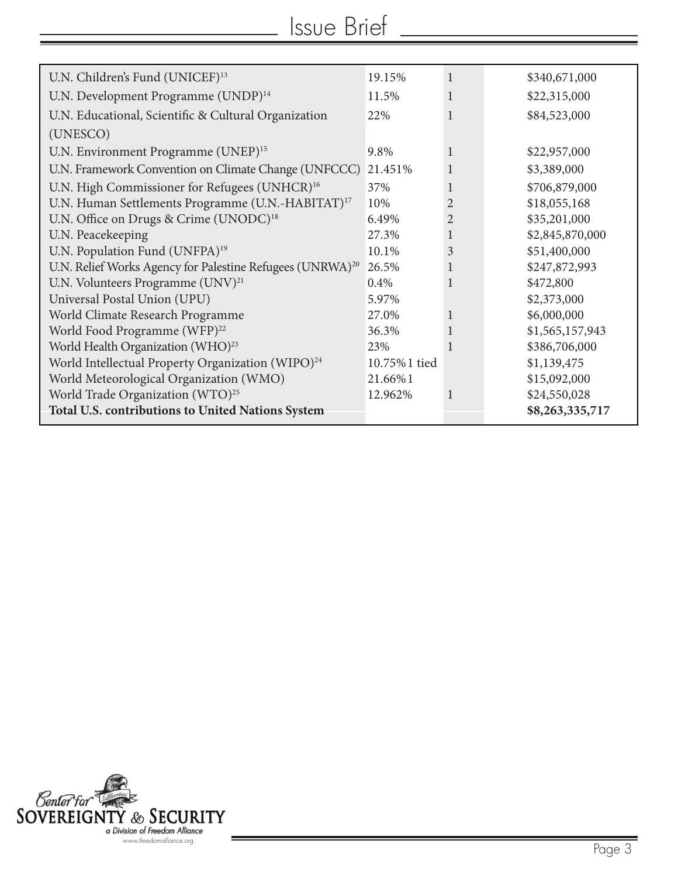| | | | |
|---|---|---|---|
| U.N. Children's Fund (UNICEF)[13] | 19.15% | 1 | $340,671,000 |
| U.N. Development Programme (UNDP)[14] | 11.5% | 1 | $22,315,000 |
| U.N. Educational, Scientific & Cultural Organization (UNESCO) | 22% | 1 | $84,523,000 |
| U.N. Environment Programme (UNEP)[15] | 9.8% | 1 | $22,957,000 |
| U.N. Framework Convention on Climate Change (UNFCCC) | 21.451% | 1 | $3,389,000 |
| U.N. High Commissioner for Refugees (UNHCR)[16] | 37% | 1 | $706,879,000 |
| U.N. Human Settlements Programme (U.N.-HABITAT)[17] | 10% | 2 | $18,055,168 |
| U.N. Office on Drugs & Crime (UNODC)[18] | 6.49% | 2 | $35,201,000 |
| U.N. Peacekeeping | 27.3% | 1 | $2,845,870,000 |
| U.N. Population Fund (UNFPA)[19] | 10.1% | 3 | $51,400,000 |
| U.N. Relief Works Agency for Palestine Refugees (UNRWA)[20] | 26.5% | 1 | $247,872,993 |
| U.N. Volunteers Programme (UNV)[21] | 0.4% | 1 | $472,800 |
| Universal Postal Union (UPU) | 5.97% | | $2,373,000 |
| World Climate Research Programme | 27.0% | 1 | $6,000,000 |
| World Food Programme (WFP)[22] | 36.3% | 1 | $1,565,157,943 |
| World Health Organization (WHO)[23] | 23% | 1 | $386,706,000 |
| World Intellectual Property Organization (WIPO)[24] | 10.75% 1 tied | | $1,139,475 |
| World Meteorological Organization (WMO) | 21.66% 1 | | $15,092,000 |
| World Trade Organization (WTO)[25] | 12.962% | 1 | $24,550,028 |
| **Total U.S. contributions to United Nations System** | | | **$8,263,335,717** |

Center for Sovereignty & Security
a Division of Freedom Alliance
www.freedomalliance.org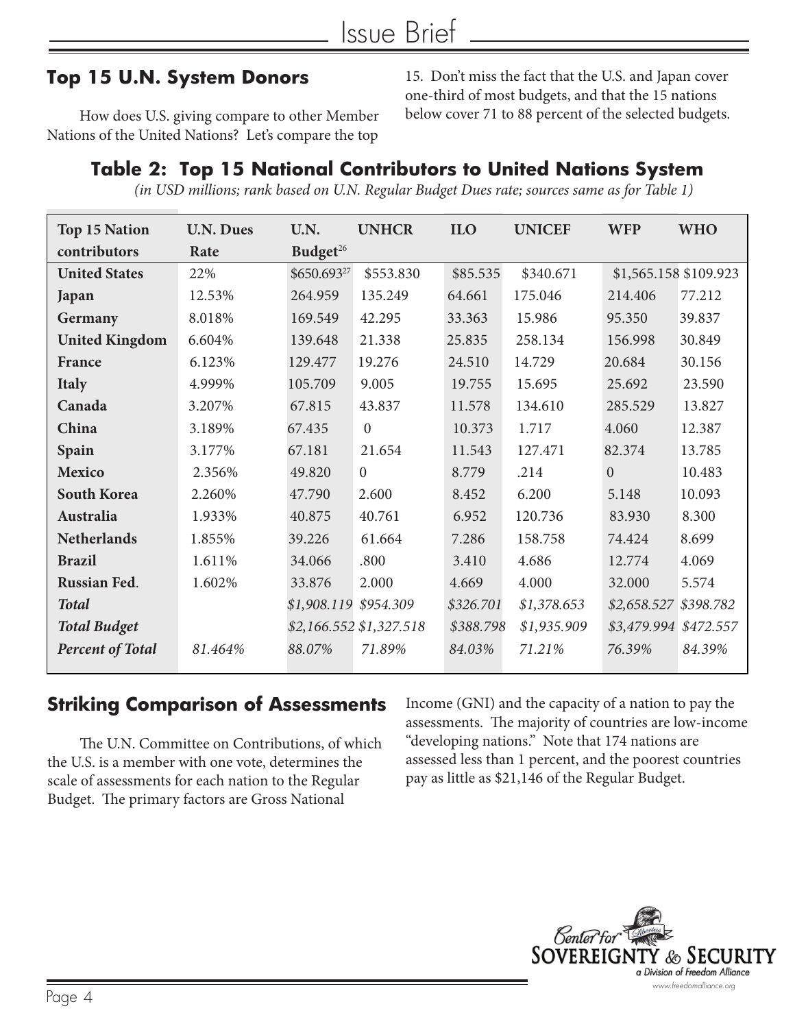## Top 15 U.N. System Donors

How does U.S. giving compare to other Member Nations of the United Nations? Let's compare the top 15. Don't miss the fact that the U.S. and Japan cover one-third of most budgets, and that the 15 nations below cover 71 to 88 percent of the selected budgets.

### Table 2: Top 15 National Contributors to United Nations System

*(in USD millions; rank based on U.N. Regular Budget Dues rate; sources same as for Table 1)*

| Top 15 Nation contributors | U.N. Dues Rate | U.N. Budget[26] | UNHCR | ILO | UNICEF | WFP | WHO |
|---|---|---|---|---|---|---|---|
| **United States** | 22% | $650.693[27] | $553.830 | $85.535 | $340.671 | $1,565.158 | $109.923 |
| **Japan** | 12.53% | 264.959 | 135.249 | 64.661 | 175.046 | 214.406 | 77.212 |
| **Germany** | 8.018% | 169.549 | 42.295 | 33.363 | 15.986 | 95.350 | 39.837 |
| **United Kingdom** | 6.604% | 139.648 | 21.338 | 25.835 | 258.134 | 156.998 | 30.849 |
| **France** | 6.123% | 129.477 | 19.276 | 24.510 | 14.729 | 20.684 | 30.156 |
| **Italy** | 4.999% | 105.709 | 9.005 | 19.755 | 15.695 | 25.692 | 23.590 |
| **Canada** | 3.207% | 67.815 | 43.837 | 11.578 | 134.610 | 285.529 | 13.827 |
| **China** | 3.189% | 67.435 | 0 | 10.373 | 1.717 | 4.060 | 12.387 |
| **Spain** | 3.177% | 67.181 | 21.654 | 11.543 | 127.471 | 82.374 | 13.785 |
| **Mexico** | 2.356% | 49.820 | 0 | 8.779 | .214 | 0 | 10.483 |
| **South Korea** | 2.260% | 47.790 | 2.600 | 8.452 | 6.200 | 5.148 | 10.093 |
| **Australia** | 1.933% | 40.875 | 40.761 | 6.952 | 120.736 | 83.930 | 8.300 |
| **Netherlands** | 1.855% | 39.226 | 61.664 | 7.286 | 158.758 | 74.424 | 8.699 |
| **Brazil** | 1.611% | 34.066 | .800 | 3.410 | 4.686 | 12.774 | 4.069 |
| **Russian Fed.** | 1.602% | 33.876 | 2.000 | 4.669 | 4.000 | 32.000 | 5.574 |
| ***Total*** | | *$1,908.119* | *$954.309* | *$326.701* | *$1,378.653* | *$2,658.527* | *$398.782* |
| ***Total Budget*** | | *$2,166.552* | *$1,327.518* | *$388.798* | *$1,935.909* | *$3,479.994* | *$472.557* |
| ***Percent of Total*** | *81.464%* | *88.07%* | *71.89%* | *84.03%* | *71.21%* | *76.39%* | *84.39%* |

## Striking Comparison of Assessments

The U.N. Committee on Contributions, of which the U.S. is a member with one vote, determines the scale of assessments for each nation to the Regular Budget. The primary factors are Gross National Income (GNI) and the capacity of a nation to pay the assessments. The majority of countries are low-income "developing nations." Note that 174 nations are assessed less than 1 percent, and the poorest countries pay as little as $21,146 of the Regular Budget.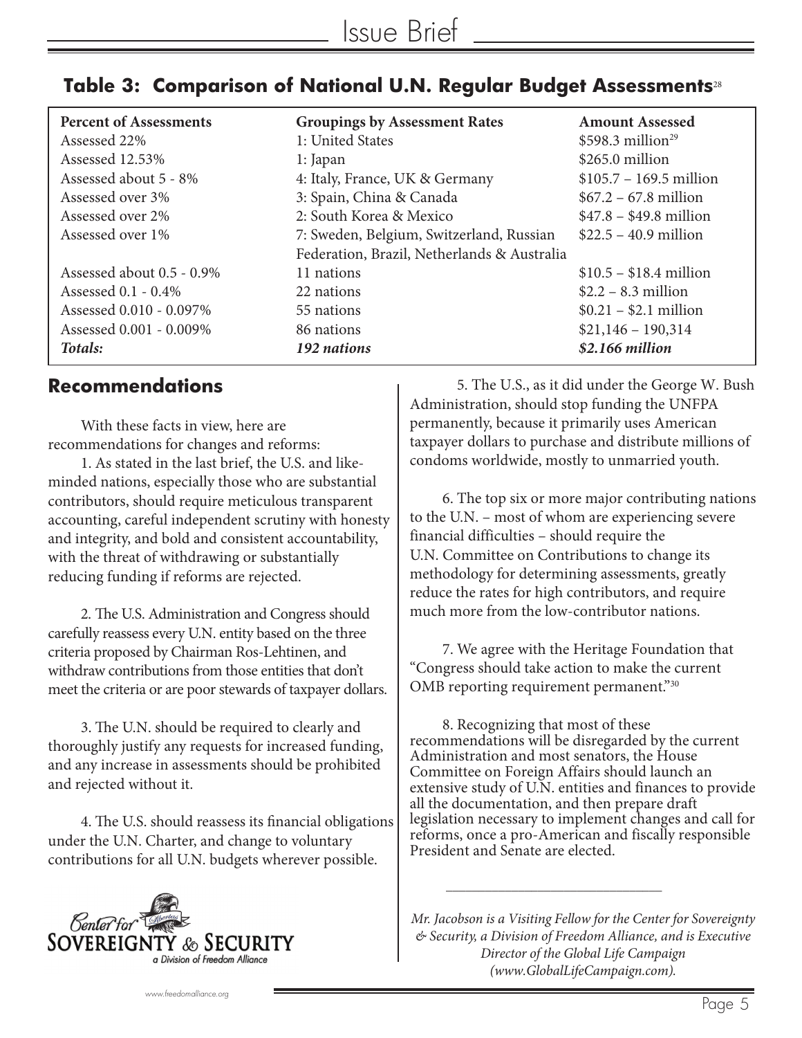## Table 3: Comparison of National U.N. Regular Budget Assessments[28]

| Percent of Assessments | Groupings by Assessment Rates | Amount Assessed |
|---|---|---|
| Assessed 22% | 1: United States | $598.3 million[29] |
| Assessed 12.53% | 1: Japan | $265.0 million |
| Assessed about 5 - 8% | 4: Italy, France, UK & Germany | $105.7 – 169.5 million |
| Assessed over 3% | 3: Spain, China & Canada | $67.2 – 67.8 million |
| Assessed over 2% | 2: South Korea & Mexico | $47.8 – $49.8 million |
| Assessed over 1% | 7: Sweden, Belgium, Switzerland, Russian Federation, Brazil, Netherlands & Australia | $22.5 – 40.9 million |
| Assessed about 0.5 - 0.9% | 11 nations | $10.5 – $18.4 million |
| Assessed 0.1 - 0.4% | 22 nations | $2.2 – 8.3 million |
| Assessed 0.010 - 0.097% | 55 nations | $0.21 – $2.1 million |
| Assessed 0.001 - 0.009% | 86 nations | $21,146 – 190,314 |
| ***Totals:*** | ***192 nations*** | ***$2.166 million*** |

## Recommendations

With these facts in view, here are recommendations for changes and reforms:

1. As stated in the last brief, the U.S. and like-minded nations, especially those who are substantial contributors, should require meticulous transparent accounting, careful independent scrutiny with honesty and integrity, and bold and consistent accountability, with the threat of withdrawing or substantially reducing funding if reforms are rejected.

2. The U.S. Administration and Congress should carefully reassess every U.N. entity based on the three criteria proposed by Chairman Ros-Lehtinen, and withdraw contributions from those entities that don't meet the criteria or are poor stewards of taxpayer dollars.

3. The U.N. should be required to clearly and thoroughly justify any requests for increased funding, and any increase in assessments should be prohibited and rejected without it.

4. The U.S. should reassess its financial obligations under the U.N. Charter, and change to voluntary contributions for all U.N. budgets wherever possible.

5. The U.S., as it did under the George W. Bush Administration, should stop funding the UNFPA permanently, because it primarily uses American taxpayer dollars to purchase and distribute millions of condoms worldwide, mostly to unmarried youth.

6. The top six or more major contributing nations to the U.N. – most of whom are experiencing severe financial difficulties – should require the U.N. Committee on Contributions to change its methodology for determining assessments, greatly reduce the rates for high contributors, and require much more from the low-contributor nations.

7. We agree with the Heritage Foundation that "Congress should take action to make the current OMB reporting requirement permanent."[30]

8. Recognizing that most of these recommendations will be disregarded by the current Administration and most senators, the House Committee on Foreign Affairs should launch an extensive study of U.N. entities and finances to provide all the documentation, and then prepare draft legislation necessary to implement changes and call for reforms, once a pro-American and fiscally responsible President and Senate are elected.

---

*Mr. Jacobson is a Visiting Fellow for the Center for Sovereignty & Security, a Division of Freedom Alliance, and is Executive Director of the Global Life Campaign (www.GlobalLifeCampaign.com).*

Center for Sovereignty & Security
a Division of Freedom Alliance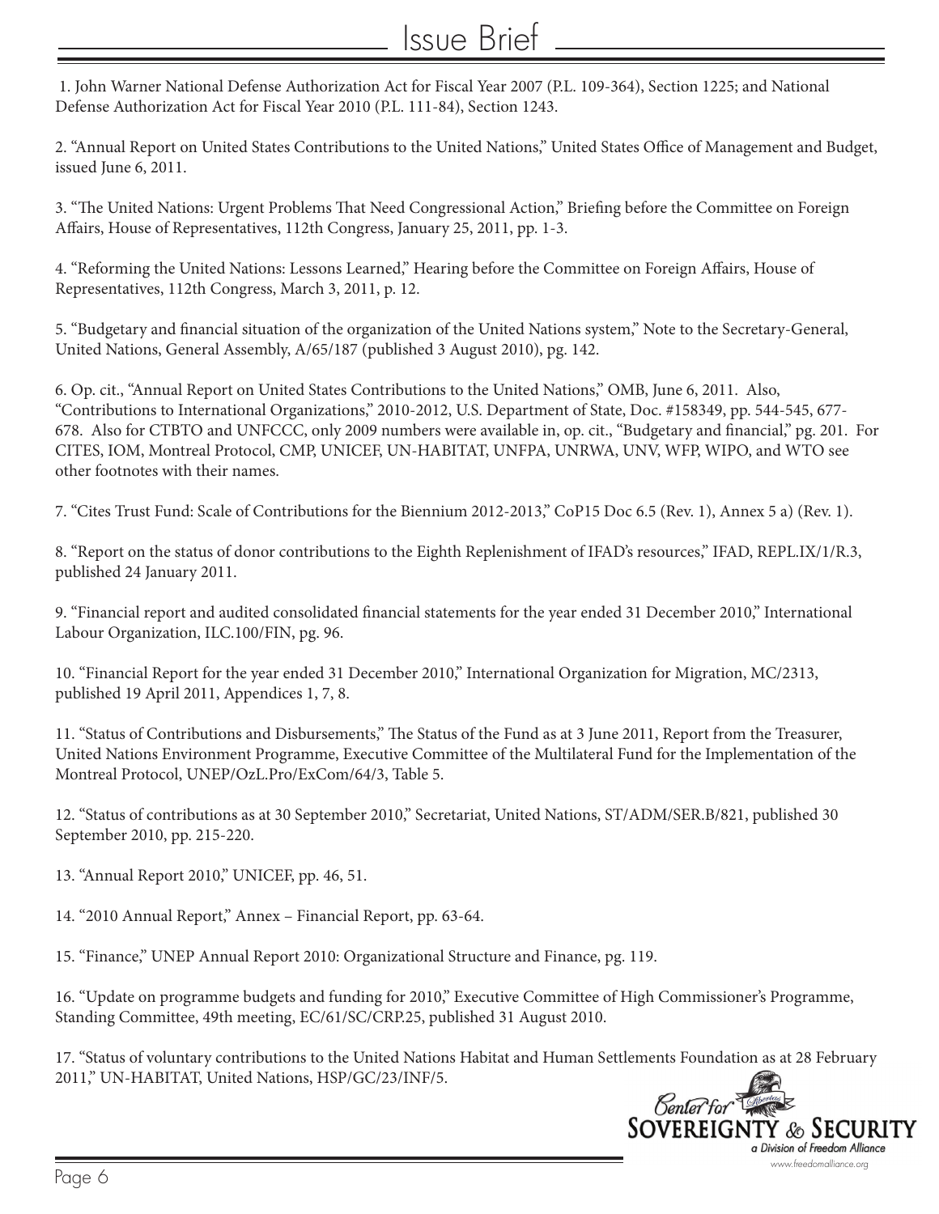1. John Warner National Defense Authorization Act for Fiscal Year 2007 (P.L. 109-364), Section 1225; and National Defense Authorization Act for Fiscal Year 2010 (P.L. 111-84), Section 1243.

2. "Annual Report on United States Contributions to the United Nations," United States Office of Management and Budget, issued June 6, 2011.

3. "The United Nations: Urgent Problems That Need Congressional Action," Briefing before the Committee on Foreign Affairs, House of Representatives, 112th Congress, January 25, 2011, pp. 1-3.

4. "Reforming the United Nations: Lessons Learned," Hearing before the Committee on Foreign Affairs, House of Representatives, 112th Congress, March 3, 2011, p. 12.

5. "Budgetary and financial situation of the organization of the United Nations system," Note to the Secretary-General, United Nations, General Assembly, A/65/187 (published 3 August 2010), pg. 142.

6. Op. cit., "Annual Report on United States Contributions to the United Nations," OMB, June 6, 2011. Also, "Contributions to International Organizations," 2010-2012, U.S. Department of State, Doc. #158349, pp. 544-545, 677-678. Also for CTBTO and UNFCCC, only 2009 numbers were available in, op. cit., "Budgetary and financial," pg. 201. For CITES, IOM, Montreal Protocol, CMP, UNICEF, UN-HABITAT, UNFPA, UNRWA, UNV, WFP, WIPO, and WTO see other footnotes with their names.

7. "Cites Trust Fund: Scale of Contributions for the Biennium 2012-2013," CoP15 Doc 6.5 (Rev. 1), Annex 5 a) (Rev. 1).

8. "Report on the status of donor contributions to the Eighth Replenishment of IFAD's resources," IFAD, REPL.IX/1/R.3, published 24 January 2011.

9. "Financial report and audited consolidated financial statements for the year ended 31 December 2010," International Labour Organization, ILC.100/FIN, pg. 96.

10. "Financial Report for the year ended 31 December 2010," International Organization for Migration, MC/2313, published 19 April 2011, Appendices 1, 7, 8.

11. "Status of Contributions and Disbursements," The Status of the Fund as at 3 June 2011, Report from the Treasurer, United Nations Environment Programme, Executive Committee of the Multilateral Fund for the Implementation of the Montreal Protocol, UNEP/OzL.Pro/ExCom/64/3, Table 5.

12. "Status of contributions as at 30 September 2010," Secretariat, United Nations, ST/ADM/SER.B/821, published 30 September 2010, pp. 215-220.

13. "Annual Report 2010," UNICEF, pp. 46, 51.

14. "2010 Annual Report," Annex – Financial Report, pp. 63-64.

15. "Finance," UNEP Annual Report 2010: Organizational Structure and Finance, pg. 119.

16. "Update on programme budgets and funding for 2010," Executive Committee of High Commissioner's Programme, Standing Committee, 49th meeting, EC/61/SC/CRP.25, published 31 August 2010.

17. "Status of voluntary contributions to the United Nations Habitat and Human Settlements Foundation as at 28 February 2011," UN-HABITAT, United Nations, HSP/GC/23/INF/5.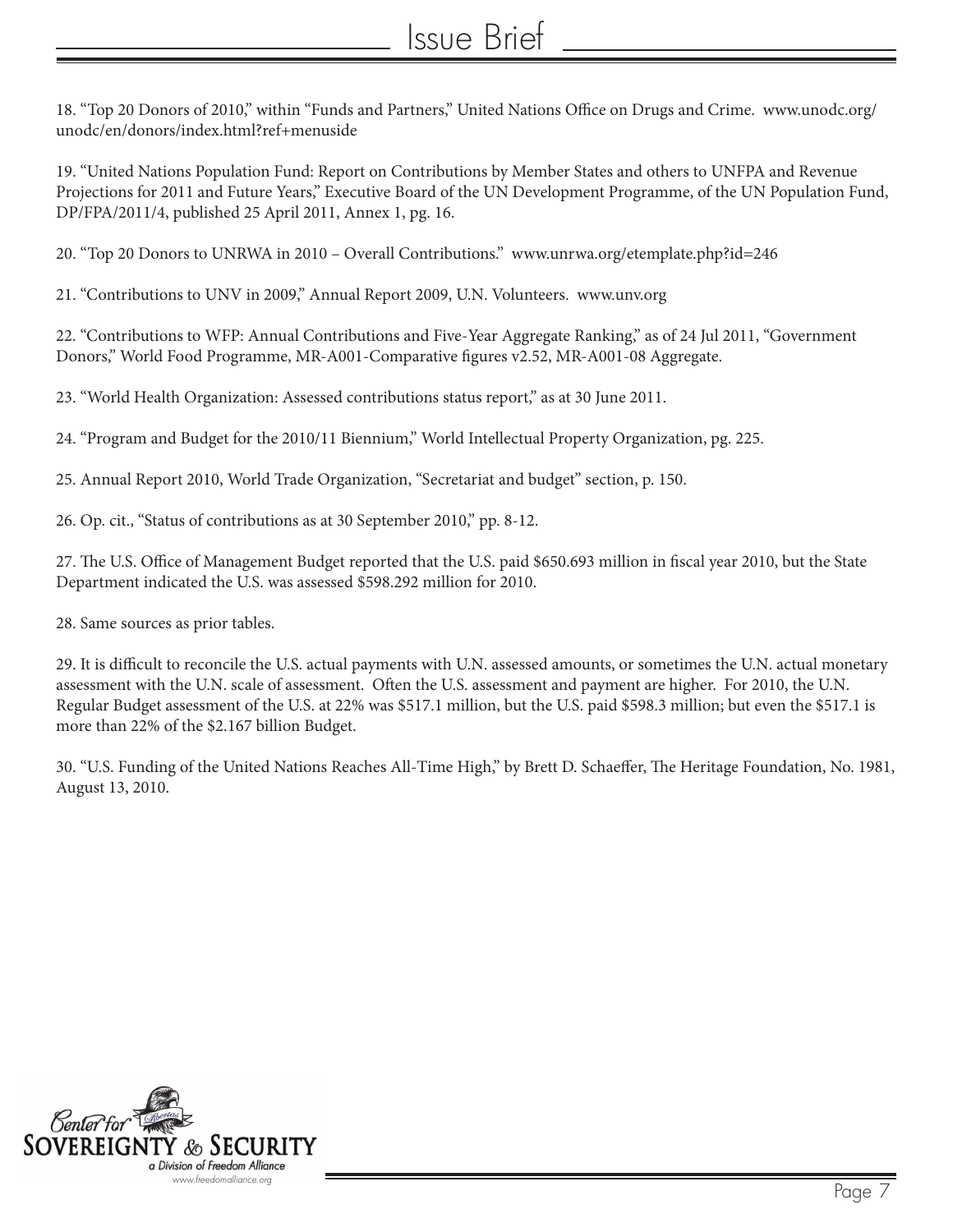18. "Top 20 Donors of 2010," within "Funds and Partners," United Nations Office on Drugs and Crime. www.unodc.org/unodc/en/donors/index.html?ref+menuside

19. "United Nations Population Fund: Report on Contributions by Member States and others to UNFPA and Revenue Projections for 2011 and Future Years," Executive Board of the UN Development Programme, of the UN Population Fund, DP/FPA/2011/4, published 25 April 2011, Annex 1, pg. 16.

20. "Top 20 Donors to UNRWA in 2010 – Overall Contributions." www.unrwa.org/etemplate.php?id=246

21. "Contributions to UNV in 2009," Annual Report 2009, U.N. Volunteers. www.unv.org

22. "Contributions to WFP: Annual Contributions and Five-Year Aggregate Ranking," as of 24 Jul 2011, "Government Donors," World Food Programme, MR-A001-Comparative figures v2.52, MR-A001-08 Aggregate.

23. "World Health Organization: Assessed contributions status report," as at 30 June 2011.

24. "Program and Budget for the 2010/11 Biennium," World Intellectual Property Organization, pg. 225.

25. Annual Report 2010, World Trade Organization, "Secretariat and budget" section, p. 150.

26. Op. cit., "Status of contributions as at 30 September 2010," pp. 8-12.

27. The U.S. Office of Management Budget reported that the U.S. paid $650.693 million in fiscal year 2010, but the State Department indicated the U.S. was assessed $598.292 million for 2010.

28. Same sources as prior tables.

29. It is difficult to reconcile the U.S. actual payments with U.N. assessed amounts, or sometimes the U.N. actual monetary assessment with the U.N. scale of assessment. Often the U.S. assessment and payment are higher. For 2010, the U.N. Regular Budget assessment of the U.S. at 22% was $517.1 million, but the U.S. paid $598.3 million; but even the $517.1 is more than 22% of the $2.167 billion Budget.

30. "U.S. Funding of the United Nations Reaches All-Time High," by Brett D. Schaeffer, The Heritage Foundation, No. 1981, August 13, 2010.